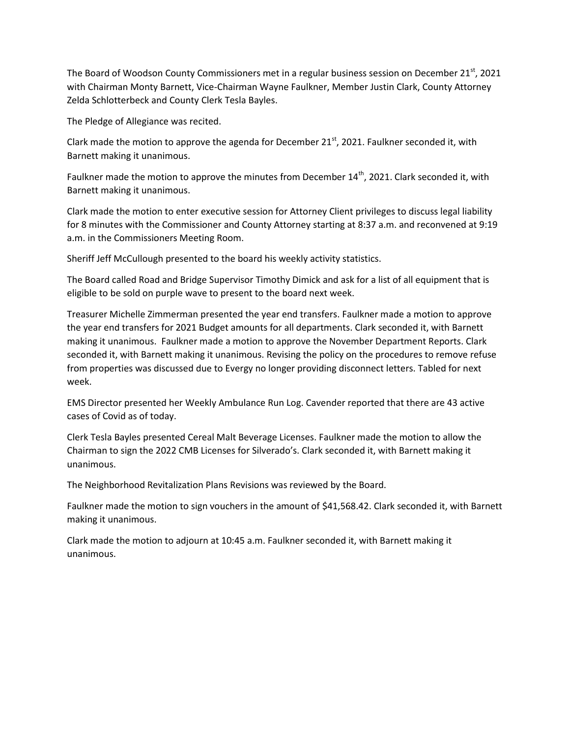The Board of Woodson County Commissioners met in a regular business session on December 21st, 2021 with Chairman Monty Barnett, Vice-Chairman Wayne Faulkner, Member Justin Clark, County Attorney Zelda Schlotterbeck and County Clerk Tesla Bayles.

The Pledge of Allegiance was recited.

Clark made the motion to approve the agenda for December 21st, 2021. Faulkner seconded it, with Barnett making it unanimous.

Faulkner made the motion to approve the minutes from December 14th, 2021. Clark seconded it, with Barnett making it unanimous.

Clark made the motion to enter executive session for Attorney Client privileges to discuss legal liability for 8 minutes with the Commissioner and County Attorney starting at 8:37 a.m. and reconvened at 9:19 a.m. in the Commissioners Meeting Room.

Sheriff Jeff McCullough presented to the board his weekly activity statistics.

The Board called Road and Bridge Supervisor Timothy Dimick and ask for a list of all equipment that is eligible to be sold on purple wave to present to the board next week.

Treasurer Michelle Zimmerman presented the year end transfers. Faulkner made a motion to approve the year end transfers for 2021 Budget amounts for all departments. Clark seconded it, with Barnett making it unanimous. Faulkner made a motion to approve the November Department Reports. Clark seconded it, with Barnett making it unanimous. Revising the policy on the procedures to remove refuse from properties was discussed due to Evergy no longer providing disconnect letters. Tabled for next week.

EMS Director presented her Weekly Ambulance Run Log. Cavender reported that there are 43 active cases of Covid as of today.

Clerk Tesla Bayles presented Cereal Malt Beverage Licenses. Faulkner made the motion to allow the Chairman to sign the 2022 CMB Licenses for Silverado's. Clark seconded it, with Barnett making it unanimous.

The Neighborhood Revitalization Plans Revisions was reviewed by the Board.

Faulkner made the motion to sign vouchers in the amount of $41,568.42. Clark seconded it, with Barnett making it unanimous.

Clark made the motion to adjourn at 10:45 a.m. Faulkner seconded it, with Barnett making it unanimous.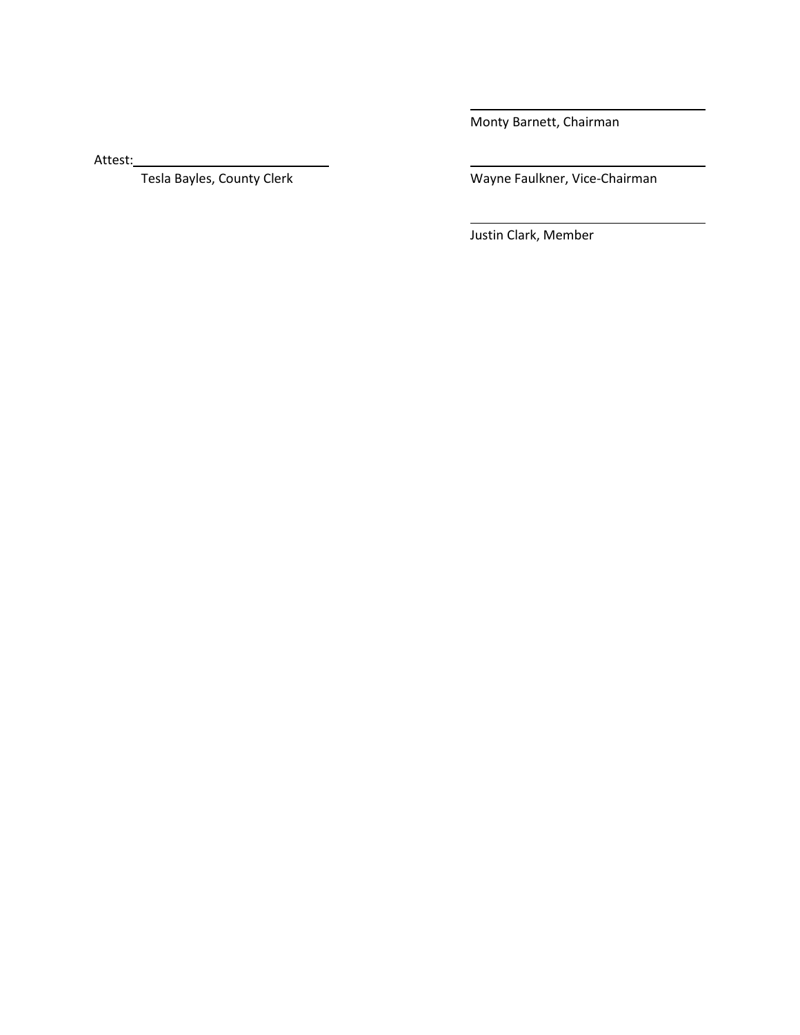\_\_\_\_\_\_\_\_\_\_\_\_\_\_\_\_\_\_\_\_\_\_\_\_\_\_\_\_\_\_\_\_  
Monty Barnett, Chairman

Attest: \_\_\_\_\_\_\_\_\_\_\_\_\_\_\_\_\_\_\_\_\_\_\_\_\_\_\_\_\_\_\_\_  
Tesla Bayles, County Clerk

\_\_\_\_\_\_\_\_\_\_\_\_\_\_\_\_\_\_\_\_\_\_\_\_\_\_\_\_\_\_\_\_  
Wayne Faulkner, Vice-Chairman

\_\_\_\_\_\_\_\_\_\_\_\_\_\_\_\_\_\_\_\_\_\_\_\_\_\_\_\_\_\_\_\_  
Justin Clark, Member